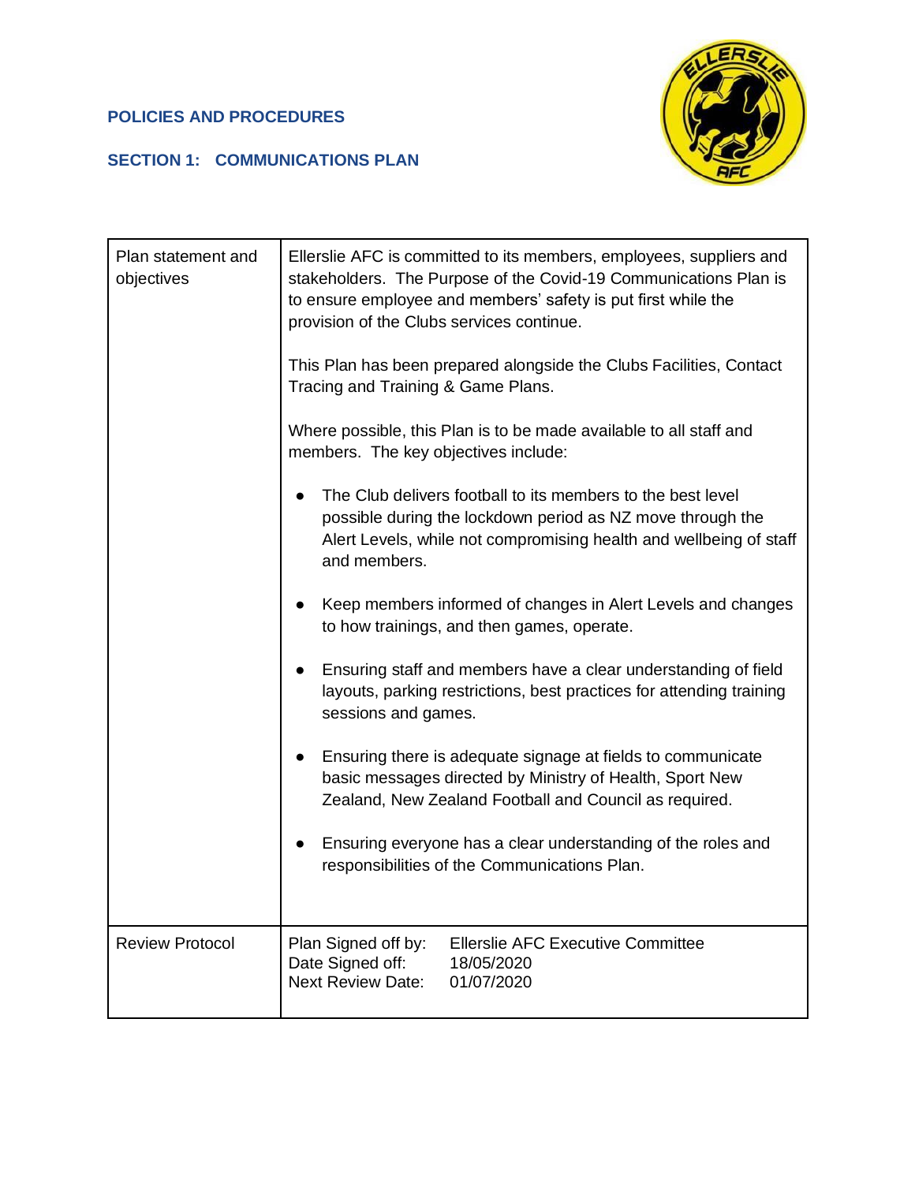**POLICIES AND PROCEDURES**

**SECTION 1: COMMUNICATIONS PLAN**

| | |
|---|---|
| Plan statement and objectives | Ellerslie AFC is committed to its members, employees, suppliers and stakeholders. The Purpose of the Covid-19 Communications Plan is to ensure employee and members' safety is put first while the provision of the Clubs services continue.<br><br>This Plan has been prepared alongside the Clubs Facilities, Contact Tracing and Training & Game Plans.<br><br>Where possible, this Plan is to be made available to all staff and members. The key objectives include:<br><br>● The Club delivers football to its members to the best level possible during the lockdown period as NZ move through the Alert Levels, while not compromising health and wellbeing of staff and members.<br><br>● Keep members informed of changes in Alert Levels and changes to how trainings, and then games, operate.<br><br>● Ensuring staff and members have a clear understanding of field layouts, parking restrictions, best practices for attending training sessions and games.<br><br>● Ensuring there is adequate signage at fields to communicate basic messages directed by Ministry of Health, Sport New Zealand, New Zealand Football and Council as required.<br><br>● Ensuring everyone has a clear understanding of the roles and responsibilities of the Communications Plan. |
| Review Protocol | Plan Signed off by: Ellerslie AFC Executive Committee<br>Date Signed off: 18/05/2020<br>Next Review Date: 01/07/2020 |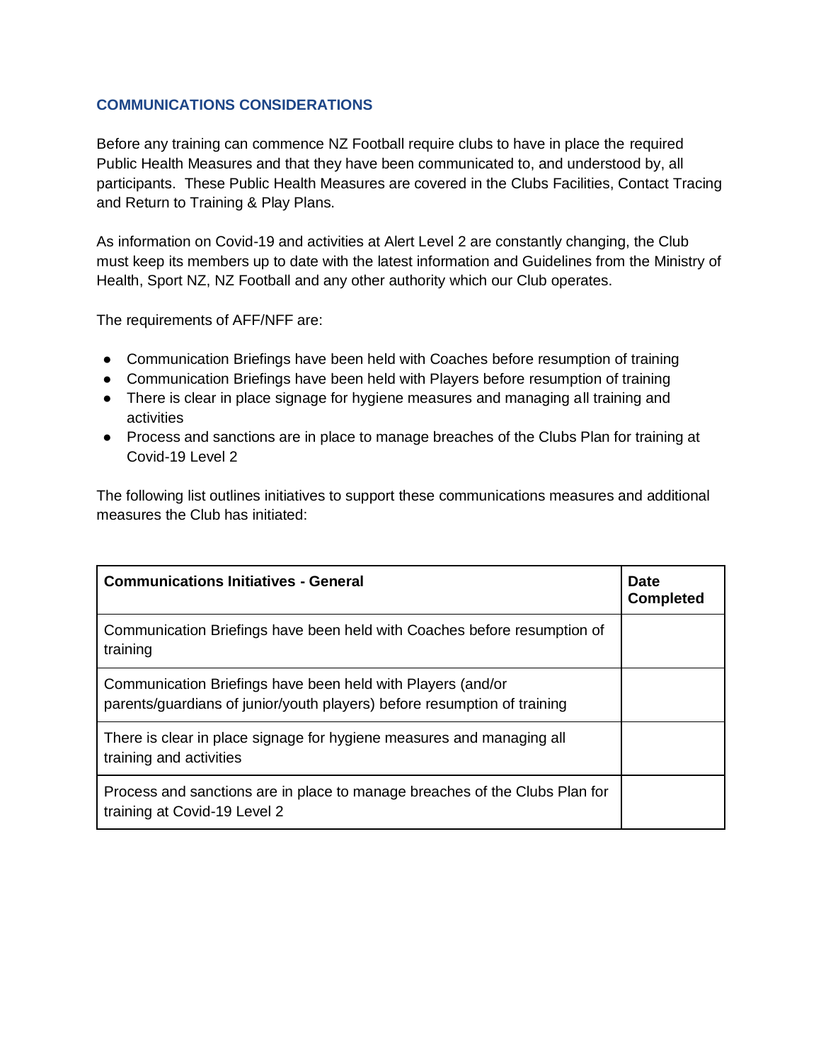## COMMUNICATIONS CONSIDERATIONS

Before any training can commence NZ Football require clubs to have in place the required Public Health Measures and that they have been communicated to, and understood by, all participants. These Public Health Measures are covered in the Clubs Facilities, Contact Tracing and Return to Training & Play Plans.

As information on Covid-19 and activities at Alert Level 2 are constantly changing, the Club must keep its members up to date with the latest information and Guidelines from the Ministry of Health, Sport NZ, NZ Football and any other authority which our Club operates.

The requirements of AFF/NFF are:

- Communication Briefings have been held with Coaches before resumption of training
- Communication Briefings have been held with Players before resumption of training
- There is clear in place signage for hygiene measures and managing all training and activities
- Process and sanctions are in place to manage breaches of the Clubs Plan for training at Covid-19 Level 2

The following list outlines initiatives to support these communications measures and additional measures the Club has initiated:

| **Communications Initiatives - General** | **Date Completed** |
| --- | --- |
| Communication Briefings have been held with Coaches before resumption of training | |
| Communication Briefings have been held with Players (and/or parents/guardians of junior/youth players) before resumption of training | |
| There is clear in place signage for hygiene measures and managing all training and activities | |
| Process and sanctions are in place to manage breaches of the Clubs Plan for training at Covid-19 Level 2 | |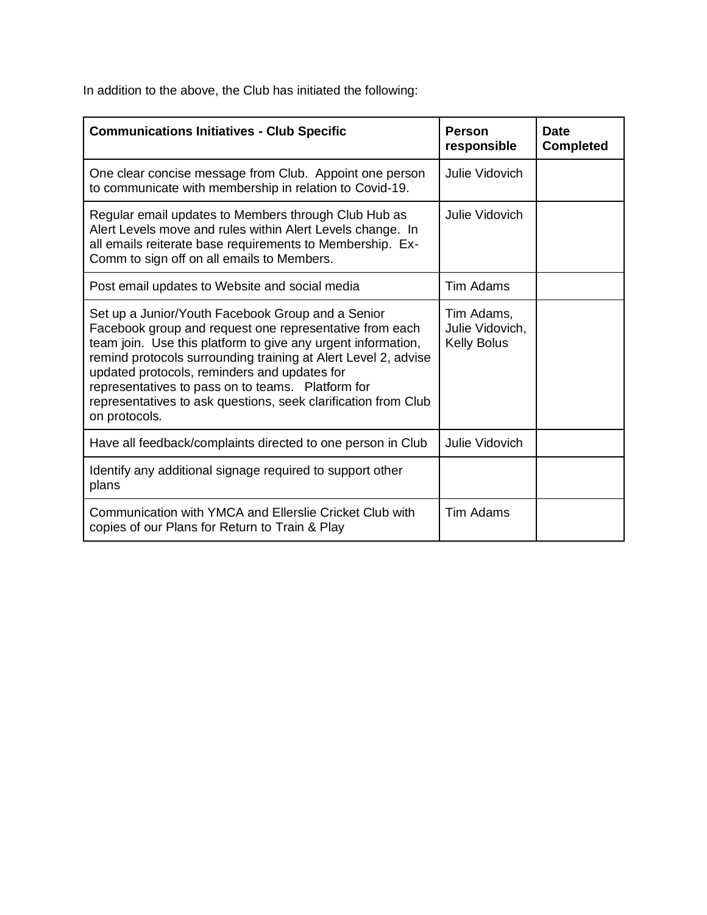In addition to the above, the Club has initiated the following:

| Communications Initiatives - Club Specific | Person responsible | Date Completed |
| --- | --- | --- |
| One clear concise message from Club. Appoint one person to communicate with membership in relation to Covid-19. | Julie Vidovich | |
| Regular email updates to Members through Club Hub as Alert Levels move and rules within Alert Levels change. In all emails reiterate base requirements to Membership. Ex-Comm to sign off on all emails to Members. | Julie Vidovich | |
| Post email updates to Website and social media | Tim Adams | |
| Set up a Junior/Youth Facebook Group and a Senior Facebook group and request one representative from each team join. Use this platform to give any urgent information, remind protocols surrounding training at Alert Level 2, advise updated protocols, reminders and updates for representatives to pass on to teams. Platform for representatives to ask questions, seek clarification from Club on protocols. | Tim Adams, Julie Vidovich, Kelly Bolus | |
| Have all feedback/complaints directed to one person in Club | Julie Vidovich | |
| Identify any additional signage required to support other plans | | |
| Communication with YMCA and Ellerslie Cricket Club with copies of our Plans for Return to Train & Play | Tim Adams | |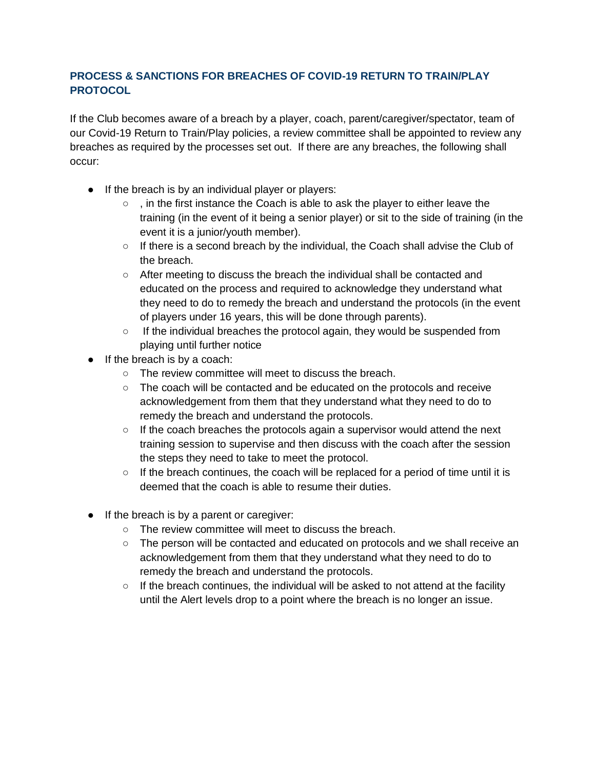### **PROCESS & SANCTIONS FOR BREACHES OF COVID-19 RETURN TO TRAIN/PLAY PROTOCOL**

If the Club becomes aware of a breach by a player, coach, parent/caregiver/spectator, team of our Covid-19 Return to Train/Play policies, a review committee shall be appointed to review any breaches as required by the processes set out. If there are any breaches, the following shall occur:

- If the breach is by an individual player or players:
  - , in the first instance the Coach is able to ask the player to either leave the training (in the event of it being a senior player) or sit to the side of training (in the event it is a junior/youth member).
  - If there is a second breach by the individual, the Coach shall advise the Club of the breach.
  - After meeting to discuss the breach the individual shall be contacted and educated on the process and required to acknowledge they understand what they need to do to remedy the breach and understand the protocols (in the event of players under 16 years, this will be done through parents).
  - If the individual breaches the protocol again, they would be suspended from playing until further notice
- If the breach is by a coach:
  - The review committee will meet to discuss the breach.
  - The coach will be contacted and be educated on the protocols and receive acknowledgement from them that they understand what they need to do to remedy the breach and understand the protocols.
  - If the coach breaches the protocols again a supervisor would attend the next training session to supervise and then discuss with the coach after the session the steps they need to take to meet the protocol.
  - If the breach continues, the coach will be replaced for a period of time until it is deemed that the coach is able to resume their duties.
- If the breach is by a parent or caregiver:
  - The review committee will meet to discuss the breach.
  - The person will be contacted and educated on protocols and we shall receive an acknowledgement from them that they understand what they need to do to remedy the breach and understand the protocols.
  - If the breach continues, the individual will be asked to not attend at the facility until the Alert levels drop to a point where the breach is no longer an issue.